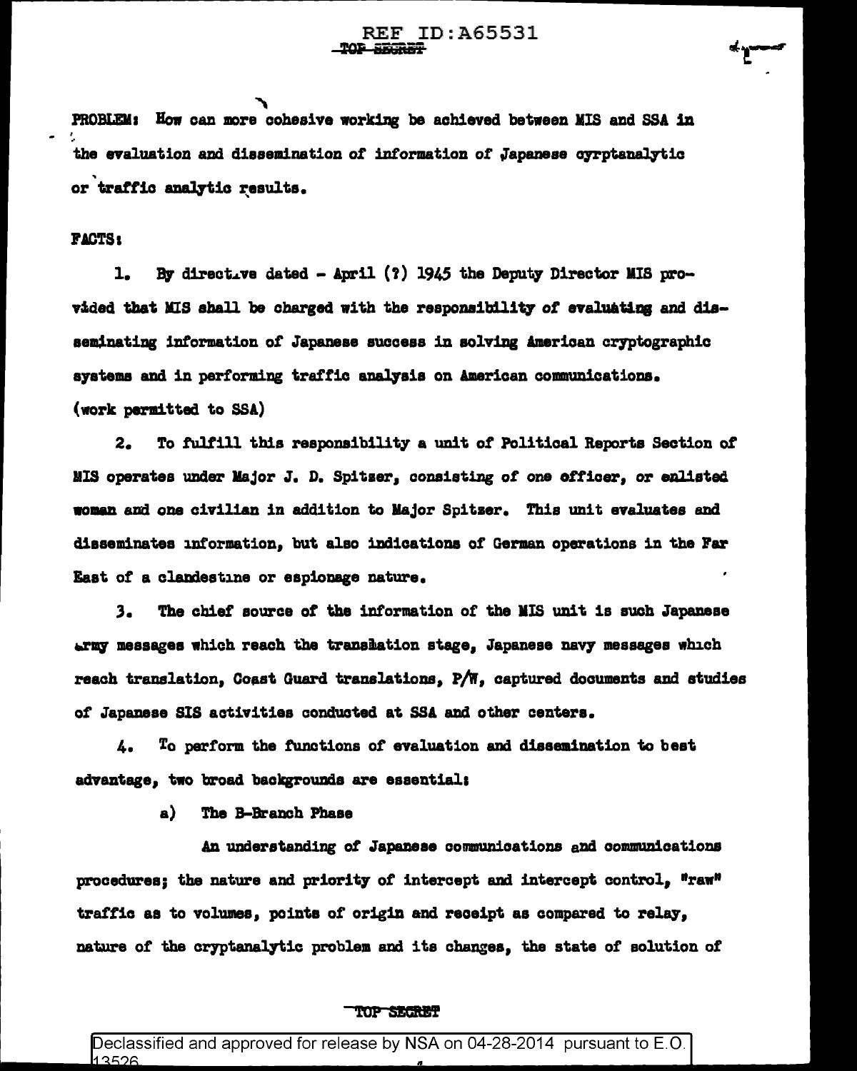PROBLEM: How can more cohesive working be achieved between MIS and SSA in the evaluation and dissemination of information of Japanese cyrptanalytic or traffic analytic results.

FACTS:

1. By directive dated - April (?) 1945 the Deputy Director MIS provided that MIS shall be charged with the responsibility of evaluating and disseminating information of Japanese success in solving American cryptographic systems and in performing traffic analysis on American communications. (work permitted to SSA)

2. To fulfill this responsibility a unit of Political Reports Section of MIS operates under Major J. D. Spitzer, consisting of one officer, or enlisted woman and one civilian in addition to Major Spitzer. This unit evaluates and disseminates information, but also indications of German operations in the Far East of a clandestine or espionage nature.

3. The chief source of the information of the MIS unit is such Japanese army messages which reach the translation stage, Japanese navy messages which reach translation, Coast Guard translations, P/W, captured documents and studies of Japanese SIS activities conducted at SSA and other centers.

4. To perform the functions of evaluation and dissemination to best advantage, two broad backgrounds are essential:

a) The B-Branch Phase

An understanding of Japanese communications and communications procedures; the nature and priority of intercept and intercept control, "raw" traffic as to volumes, points of origin and receipt as compared to relay, nature of the cryptanalytic problem and its changes, the state of solution of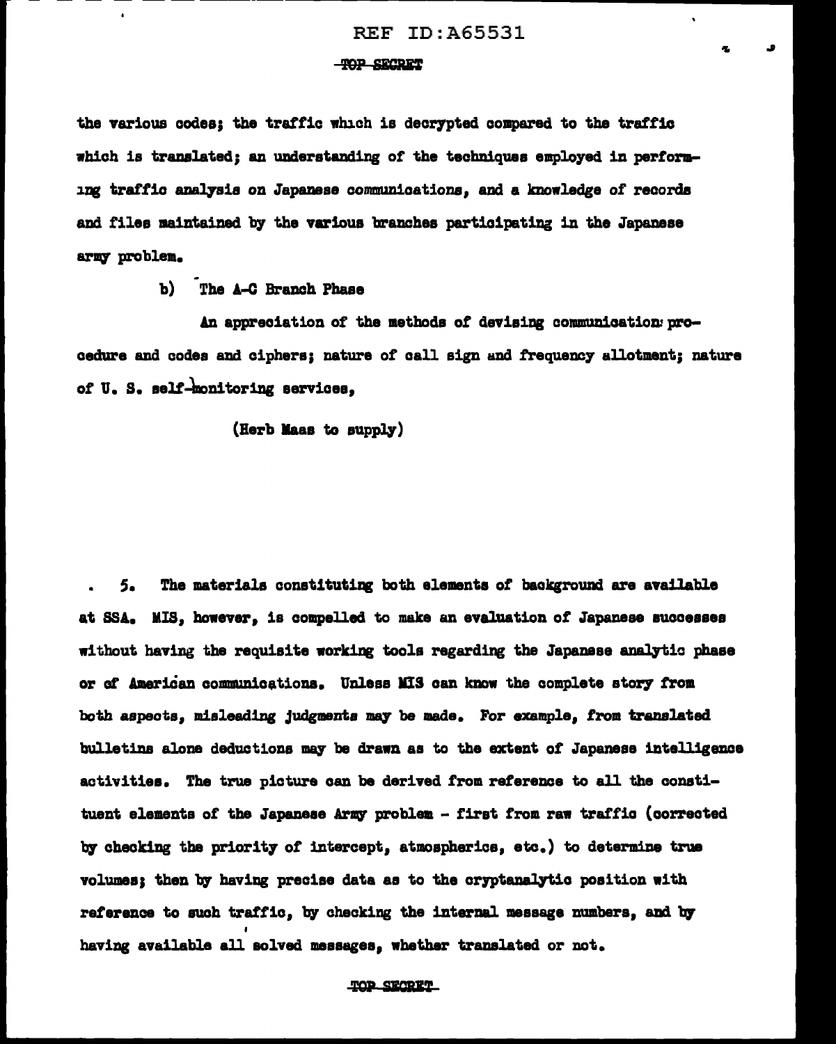the various codes; the traffic which is decrypted compared to the traffic which is translated; an understanding of the techniques employed in performing traffic analysis on Japanese communications, and a knowledge of records and files maintained by the various branches participating in the Japanese army problem.

b) The A-C Branch Phase

An appreciation of the methods of devising communication procedure and codes and ciphers; nature of call sign and frequency allotment; nature of U. S. self-monitoring services,

(Herb Maas to supply)

5. The materials constituting both elements of background are available at SSA. MIS, however, is compelled to make an evaluation of Japanese successes without having the requisite working tools regarding the Japanese analytic phase or of American communications. Unless MIS can know the complete story from both aspects, misleading judgments may be made. For example, from translated bulletins alone deductions may be drawn as to the extent of Japanese intelligence activities. The true picture can be derived from reference to all the constituent elements of the Japanese Army problem - first from raw traffic (corrected by checking the priority of intercept, atmospherics, etc.) to determine true volumes; then by having precise data as to the cryptanalytic position with reference to such traffic, by checking the internal message numbers, and by having available all solved messages, whether translated or not.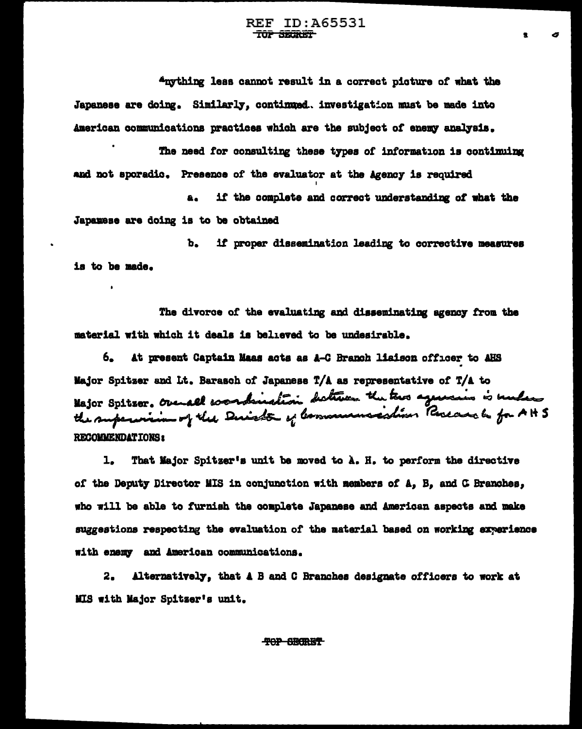Anything less cannot result in a correct picture of what the Japanese are doing. Similarly, continued investigation must be made into American communications practices which are the subject of enemy analysis.

The need for consulting these types of information is continuing and not sporadic. Presence of the evaluator at the Agency is required

a. if the complete and correct understanding of what the Japanese are doing is to be obtained

b. if proper dissemination leading to corrective measures is to be made.

The divorce of the evaluating and disseminating agency from the material with which it deals is believed to be undesirable.

6. At present Captain Maas acts as A-C Branch liaison officer to AHS Major Spitzer and Lt. Barasch of Japanese T/A as representative of T/A to Major Spitzer. Overall coordination between the two agencies is under the supervision of the Director of Communication Research for AHS

RECOMMENDATIONS:

1. That Major Spitzer's unit be moved to A. H. to perform the directive of the Deputy Director MIS in conjunction with members of A, B, and C Branches, who will be able to furnish the complete Japanese and American aspects and make suggestions respecting the evaluation of the material based on working experience with enemy and American communications.

2. Alternatively, that A B and C Branches designate officers to work at MIS with Major Spitzer's unit.